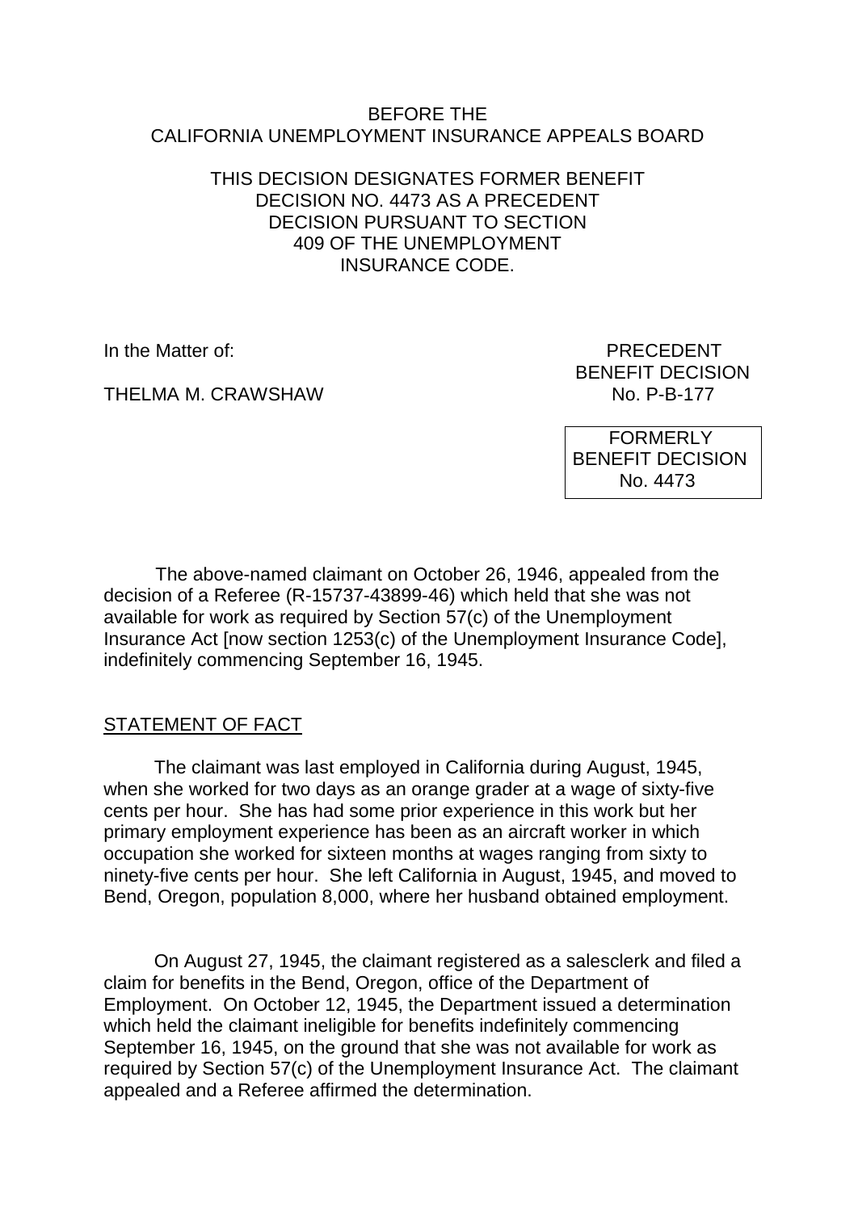BEFORE THE
CALIFORNIA UNEMPLOYMENT INSURANCE APPEALS BOARD

THIS DECISION DESIGNATES FORMER BENEFIT DECISION NO. 4473 AS A PRECEDENT DECISION PURSUANT TO SECTION 409 OF THE UNEMPLOYMENT INSURANCE CODE.

In the Matter of:

THELMA M. CRAWSHAW

PRECEDENT
BENEFIT DECISION
No. P-B-177

FORMERLY
BENEFIT DECISION
No. 4473

The above-named claimant on October 26, 1946, appealed from the decision of a Referee (R-15737-43899-46) which held that she was not available for work as required by Section 57(c) of the Unemployment Insurance Act [now section 1253(c) of the Unemployment Insurance Code], indefinitely commencing September 16, 1945.

STATEMENT OF FACT

The claimant was last employed in California during August, 1945, when she worked for two days as an orange grader at a wage of sixty-five cents per hour. She has had some prior experience in this work but her primary employment experience has been as an aircraft worker in which occupation she worked for sixteen months at wages ranging from sixty to ninety-five cents per hour. She left California in August, 1945, and moved to Bend, Oregon, population 8,000, where her husband obtained employment.

On August 27, 1945, the claimant registered as a salesclerk and filed a claim for benefits in the Bend, Oregon, office of the Department of Employment. On October 12, 1945, the Department issued a determination which held the claimant ineligible for benefits indefinitely commencing September 16, 1945, on the ground that she was not available for work as required by Section 57(c) of the Unemployment Insurance Act. The claimant appealed and a Referee affirmed the determination.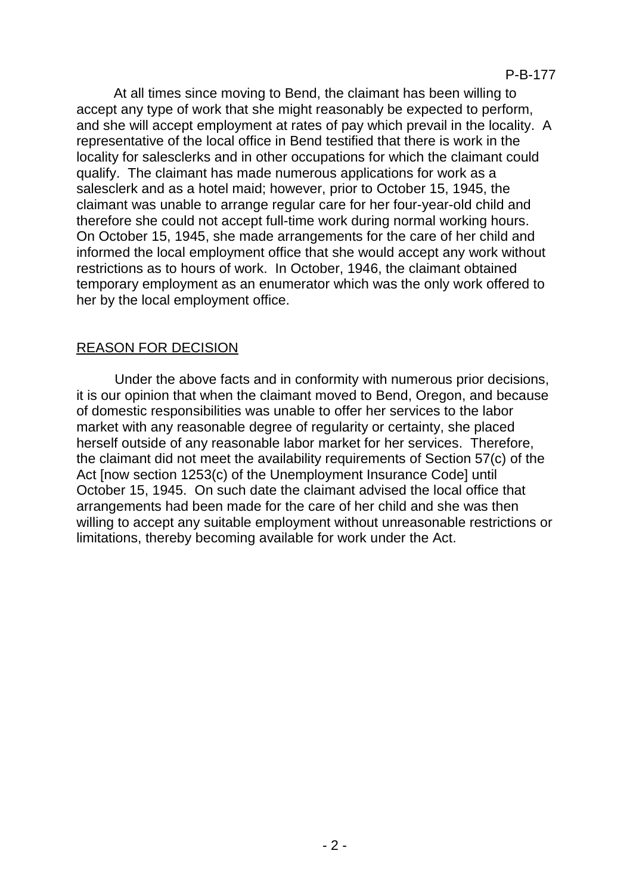At all times since moving to Bend, the claimant has been willing to accept any type of work that she might reasonably be expected to perform, and she will accept employment at rates of pay which prevail in the locality. A representative of the local office in Bend testified that there is work in the locality for salesclerks and in other occupations for which the claimant could qualify. The claimant has made numerous applications for work as a salesclerk and as a hotel maid; however, prior to October 15, 1945, the claimant was unable to arrange regular care for her four-year-old child and therefore she could not accept full-time work during normal working hours. On October 15, 1945, she made arrangements for the care of her child and informed the local employment office that she would accept any work without restrictions as to hours of work. In October, 1946, the claimant obtained temporary employment as an enumerator which was the only work offered to her by the local employment office.

## REASON FOR DECISION

Under the above facts and in conformity with numerous prior decisions, it is our opinion that when the claimant moved to Bend, Oregon, and because of domestic responsibilities was unable to offer her services to the labor market with any reasonable degree of regularity or certainty, she placed herself outside of any reasonable labor market for her services. Therefore, the claimant did not meet the availability requirements of Section 57(c) of the Act [now section 1253(c) of the Unemployment Insurance Code] until October 15, 1945. On such date the claimant advised the local office that arrangements had been made for the care of her child and she was then willing to accept any suitable employment without unreasonable restrictions or limitations, thereby becoming available for work under the Act.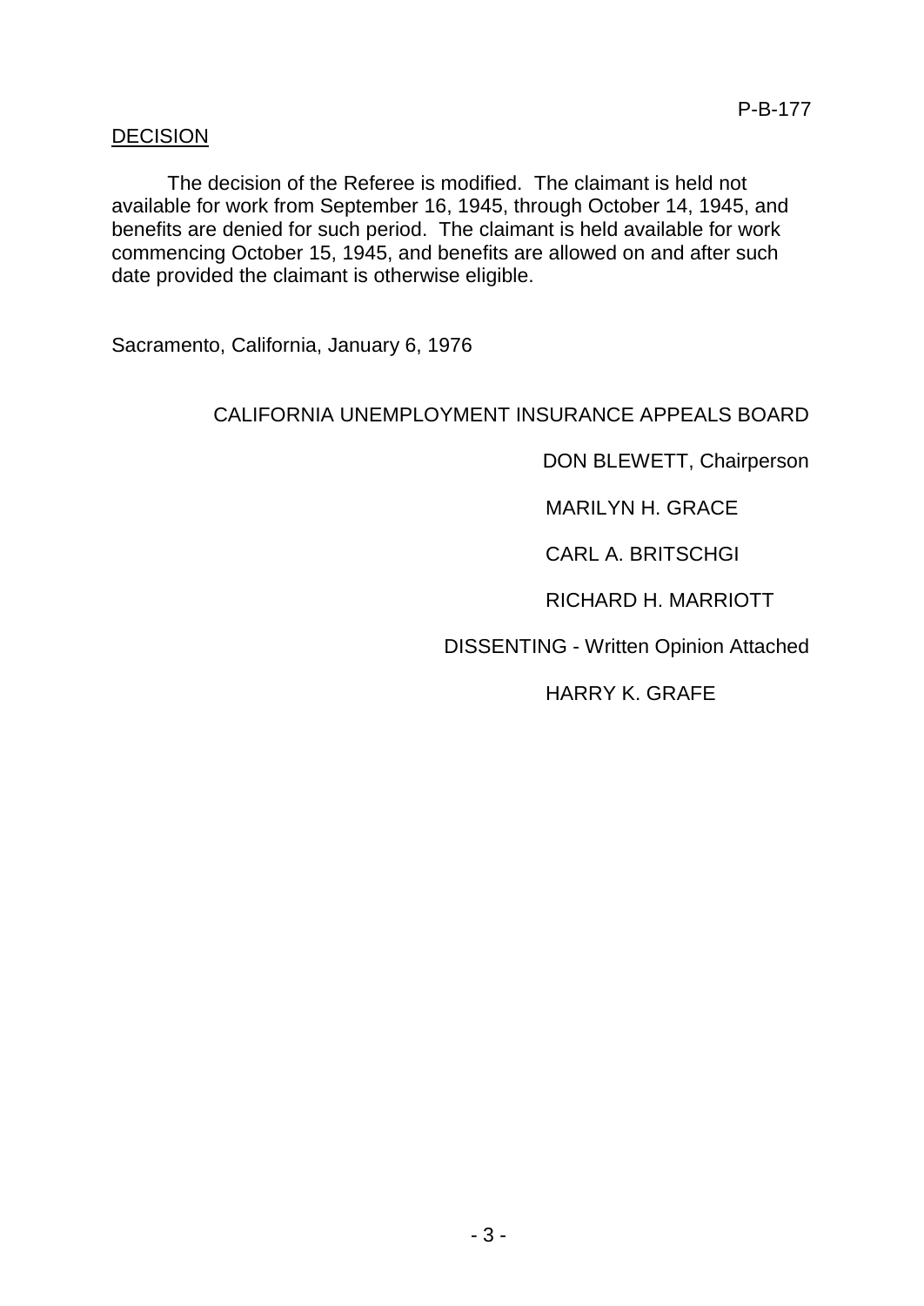P-B-177

DECISION

The decision of the Referee is modified. The claimant is held not available for work from September 16, 1945, through October 14, 1945, and benefits are denied for such period. The claimant is held available for work commencing October 15, 1945, and benefits are allowed on and after such date provided the claimant is otherwise eligible.

Sacramento, California, January 6, 1976

CALIFORNIA UNEMPLOYMENT INSURANCE APPEALS BOARD

DON BLEWETT, Chairperson

MARILYN H. GRACE

CARL A. BRITSCHGI

RICHARD H. MARRIOTT

DISSENTING - Written Opinion Attached

HARRY K. GRAFE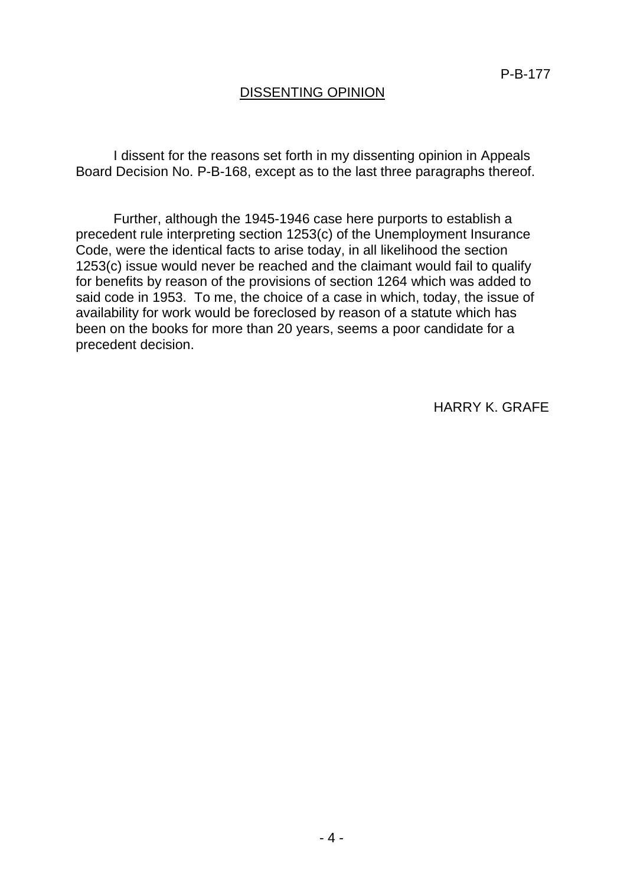P-B-177

## DISSENTING OPINION

I dissent for the reasons set forth in my dissenting opinion in Appeals Board Decision No. P-B-168, except as to the last three paragraphs thereof.

Further, although the 1945-1946 case here purports to establish a precedent rule interpreting section 1253(c) of the Unemployment Insurance Code, were the identical facts to arise today, in all likelihood the section 1253(c) issue would never be reached and the claimant would fail to qualify for benefits by reason of the provisions of section 1264 which was added to said code in 1953. To me, the choice of a case in which, today, the issue of availability for work would be foreclosed by reason of a statute which has been on the books for more than 20 years, seems a poor candidate for a precedent decision.

HARRY K. GRAFE